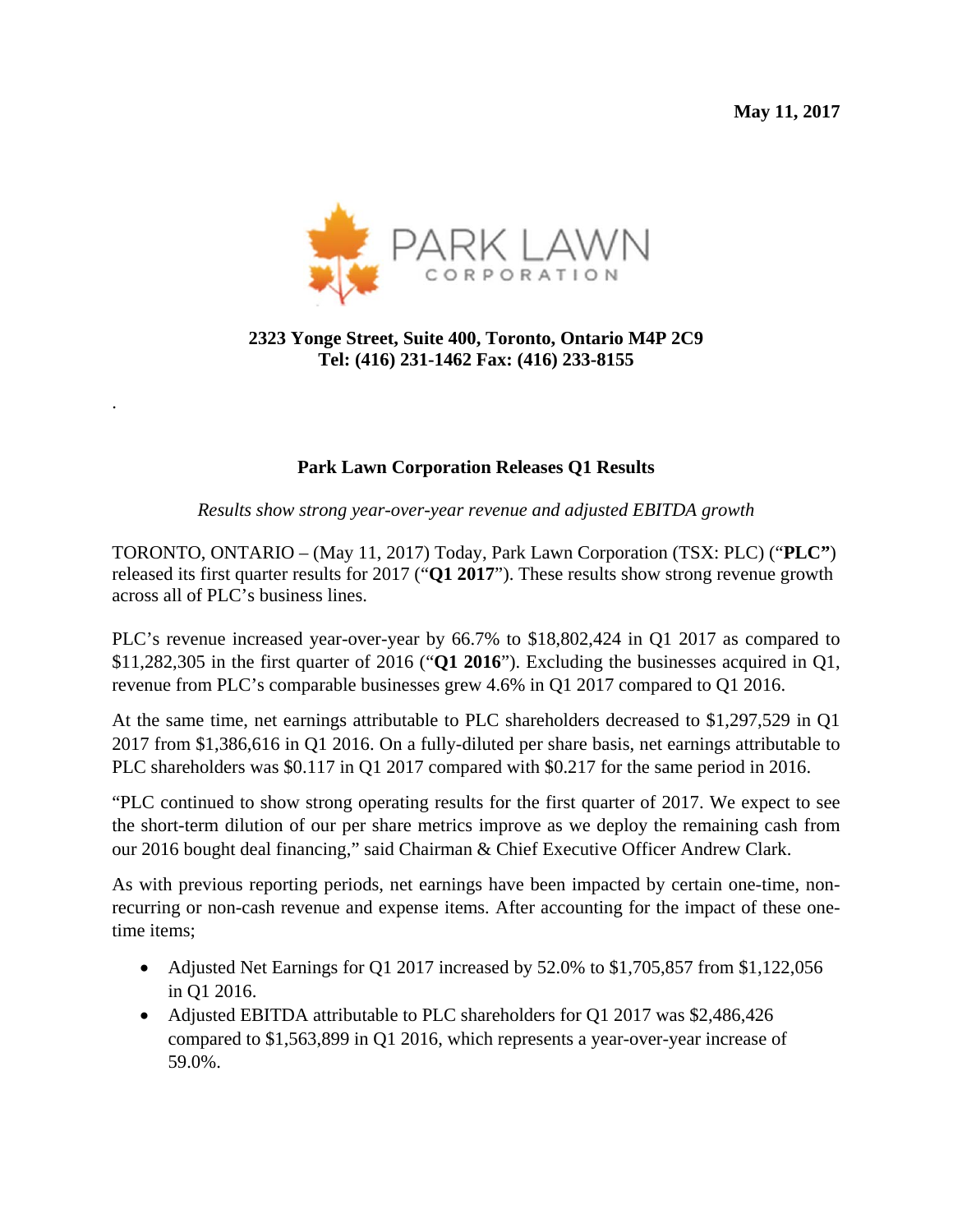**May 11, 2017**

PARK LAWN CORPORATION

**2323 Yonge Street, Suite 400, Toronto, Ontario M4P 2C9**
**Tel: (416) 231-1462 Fax: (416) 233-8155**

## Park Lawn Corporation Releases Q1 Results

*Results show strong year-over-year revenue and adjusted EBITDA growth*

TORONTO, ONTARIO – (May 11, 2017) Today, Park Lawn Corporation (TSX: PLC) ("**PLC**") released its first quarter results for 2017 ("**Q1 2017**"). These results show strong revenue growth across all of PLC's business lines.

PLC's revenue increased year-over-year by 66.7% to $18,802,424 in Q1 2017 as compared to $11,282,305 in the first quarter of 2016 ("**Q1 2016**"). Excluding the businesses acquired in Q1, revenue from PLC's comparable businesses grew 4.6% in Q1 2017 compared to Q1 2016.

At the same time, net earnings attributable to PLC shareholders decreased to $1,297,529 in Q1 2017 from $1,386,616 in Q1 2016. On a fully-diluted per share basis, net earnings attributable to PLC shareholders was $0.117 in Q1 2017 compared with $0.217 for the same period in 2016.

"PLC continued to show strong operating results for the first quarter of 2017. We expect to see the short-term dilution of our per share metrics improve as we deploy the remaining cash from our 2016 bought deal financing," said Chairman & Chief Executive Officer Andrew Clark.

As with previous reporting periods, net earnings have been impacted by certain one-time, non-recurring or non-cash revenue and expense items. After accounting for the impact of these one-time items;

- Adjusted Net Earnings for Q1 2017 increased by 52.0% to $1,705,857 from $1,122,056 in Q1 2016.
- Adjusted EBITDA attributable to PLC shareholders for Q1 2017 was $2,486,426 compared to $1,563,899 in Q1 2016, which represents a year-over-year increase of 59.0%.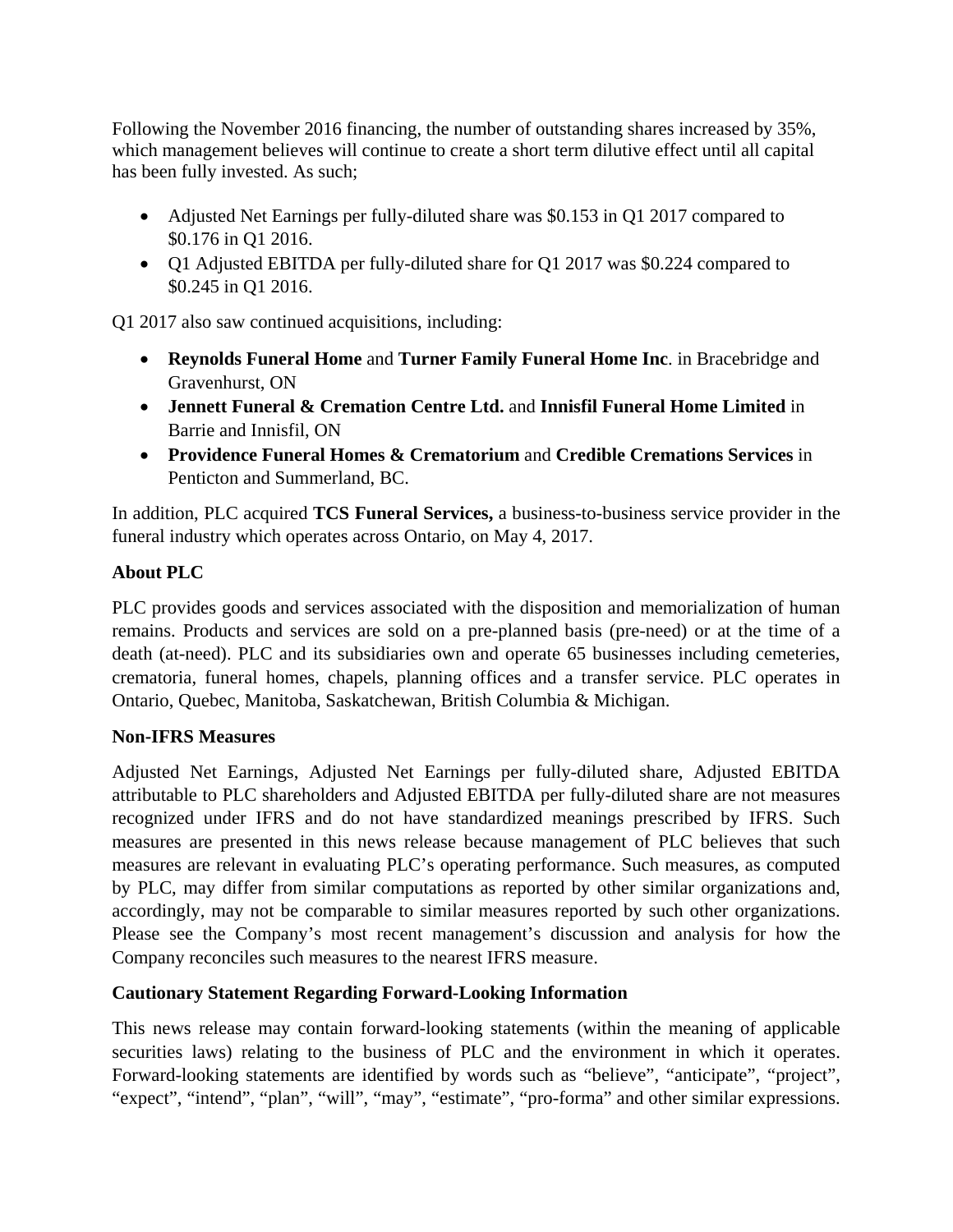Following the November 2016 financing, the number of outstanding shares increased by 35%, which management believes will continue to create a short term dilutive effect until all capital has been fully invested. As such;

- Adjusted Net Earnings per fully-diluted share was $0.153 in Q1 2017 compared to $0.176 in Q1 2016.
- Q1 Adjusted EBITDA per fully-diluted share for Q1 2017 was $0.224 compared to $0.245 in Q1 2016.

Q1 2017 also saw continued acquisitions, including:

- **Reynolds Funeral Home** and **Turner Family Funeral Home Inc**. in Bracebridge and Gravenhurst, ON
- **Jennett Funeral & Cremation Centre Ltd.** and **Innisfil Funeral Home Limited** in Barrie and Innisfil, ON
- **Providence Funeral Homes & Crematorium** and **Credible Cremations Services** in Penticton and Summerland, BC.

In addition, PLC acquired **TCS Funeral Services,** a business-to-business service provider in the funeral industry which operates across Ontario, on May 4, 2017.

**About PLC**

PLC provides goods and services associated with the disposition and memorialization of human remains. Products and services are sold on a pre-planned basis (pre-need) or at the time of a death (at-need). PLC and its subsidiaries own and operate 65 businesses including cemeteries, crematoria, funeral homes, chapels, planning offices and a transfer service. PLC operates in Ontario, Quebec, Manitoba, Saskatchewan, British Columbia & Michigan.

**Non-IFRS Measures**

Adjusted Net Earnings, Adjusted Net Earnings per fully-diluted share, Adjusted EBITDA attributable to PLC shareholders and Adjusted EBITDA per fully-diluted share are not measures recognized under IFRS and do not have standardized meanings prescribed by IFRS. Such measures are presented in this news release because management of PLC believes that such measures are relevant in evaluating PLC's operating performance. Such measures, as computed by PLC, may differ from similar computations as reported by other similar organizations and, accordingly, may not be comparable to similar measures reported by such other organizations. Please see the Company's most recent management's discussion and analysis for how the Company reconciles such measures to the nearest IFRS measure.

**Cautionary Statement Regarding Forward-Looking Information**

This news release may contain forward-looking statements (within the meaning of applicable securities laws) relating to the business of PLC and the environment in which it operates. Forward-looking statements are identified by words such as "believe", "anticipate", "project", "expect", "intend", "plan", "will", "may", "estimate", "pro-forma" and other similar expressions.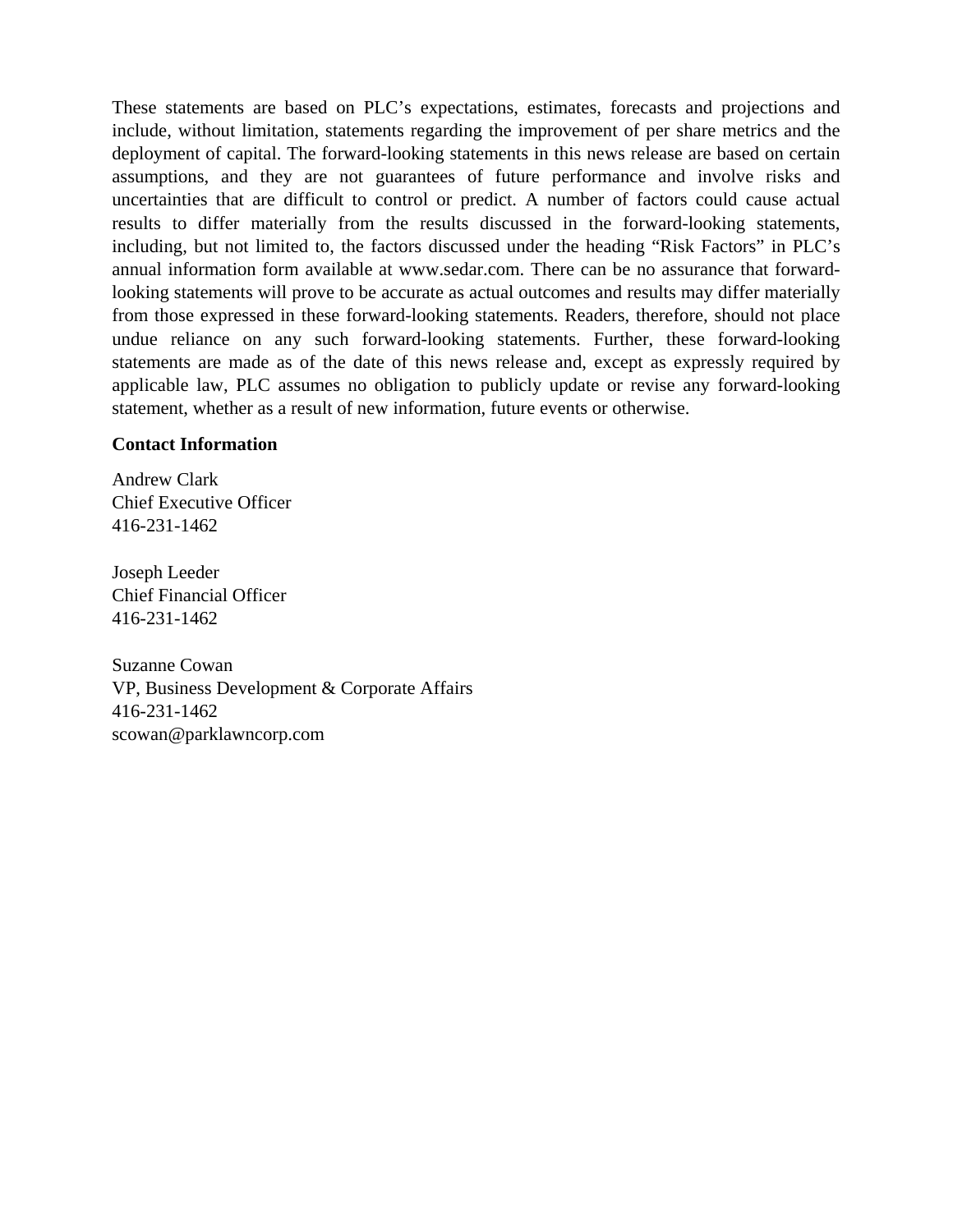These statements are based on PLC's expectations, estimates, forecasts and projections and include, without limitation, statements regarding the improvement of per share metrics and the deployment of capital. The forward-looking statements in this news release are based on certain assumptions, and they are not guarantees of future performance and involve risks and uncertainties that are difficult to control or predict. A number of factors could cause actual results to differ materially from the results discussed in the forward-looking statements, including, but not limited to, the factors discussed under the heading "Risk Factors" in PLC's annual information form available at www.sedar.com. There can be no assurance that forward-looking statements will prove to be accurate as actual outcomes and results may differ materially from those expressed in these forward-looking statements. Readers, therefore, should not place undue reliance on any such forward-looking statements. Further, these forward-looking statements are made as of the date of this news release and, except as expressly required by applicable law, PLC assumes no obligation to publicly update or revise any forward-looking statement, whether as a result of new information, future events or otherwise.

**Contact Information**

Andrew Clark
Chief Executive Officer
416-231-1462

Joseph Leeder
Chief Financial Officer
416-231-1462

Suzanne Cowan
VP, Business Development & Corporate Affairs
416-231-1462
scowan@parklawncorp.com